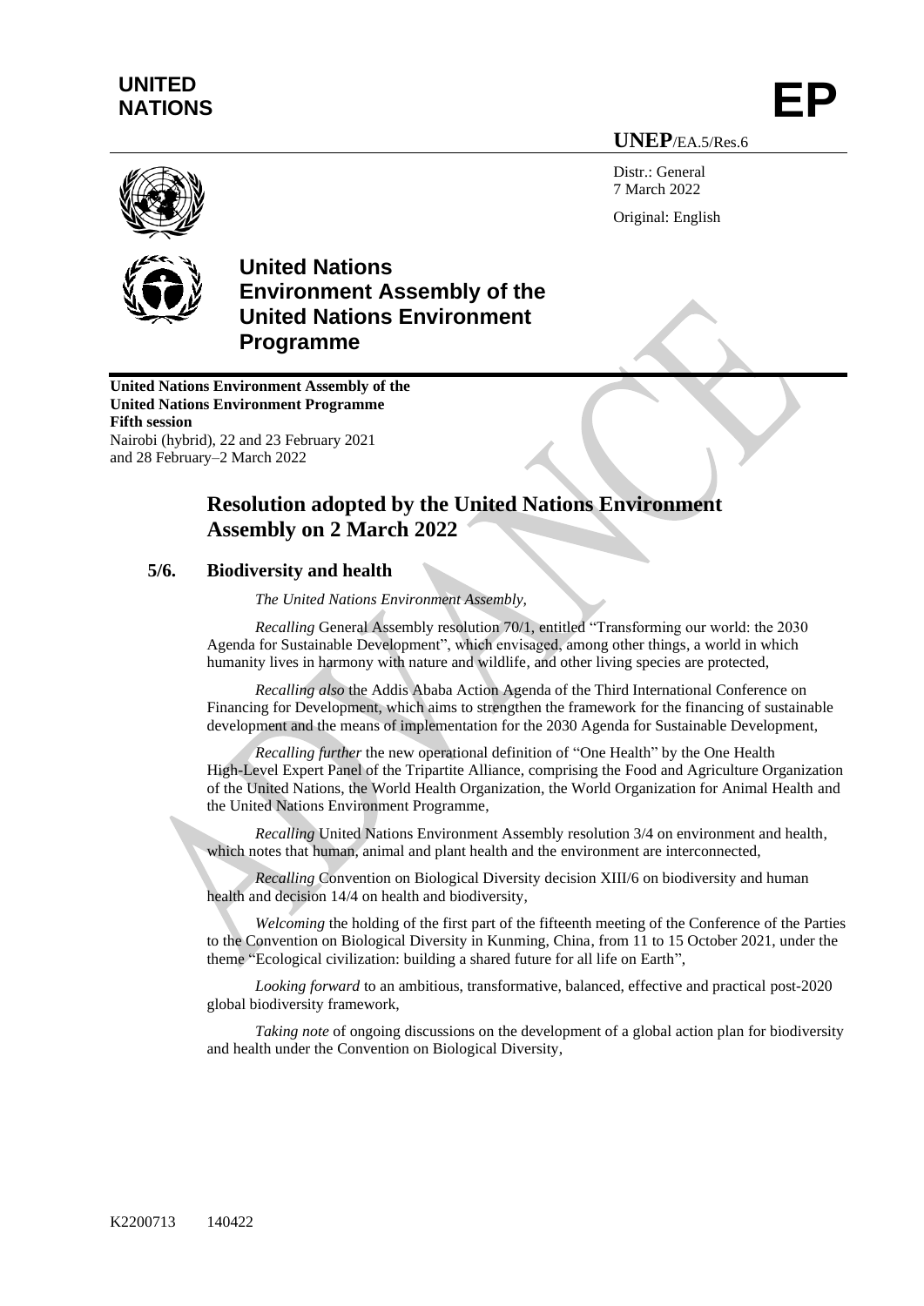UNITED NATIONS

EP

**UNEP**/EA.5/Res.6

Distr.: General
7 March 2022

Original: English

# United Nations Environment Assembly of the United Nations Environment Programme

**United Nations Environment Assembly of the United Nations Environment Programme**
**Fifth session**
Nairobi (hybrid), 22 and 23 February 2021 and 28 February–2 March 2022

## Resolution adopted by the United Nations Environment Assembly on 2 March 2022

### 5/6. Biodiversity and health

*The United Nations Environment Assembly,*

*Recalling* General Assembly resolution 70/1, entitled "Transforming our world: the 2030 Agenda for Sustainable Development", which envisaged, among other things, a world in which humanity lives in harmony with nature and wildlife, and other living species are protected,

*Recalling also* the Addis Ababa Action Agenda of the Third International Conference on Financing for Development, which aims to strengthen the framework for the financing of sustainable development and the means of implementation for the 2030 Agenda for Sustainable Development,

*Recalling further* the new operational definition of "One Health" by the One Health High-Level Expert Panel of the Tripartite Alliance, comprising the Food and Agriculture Organization of the United Nations, the World Health Organization, the World Organization for Animal Health and the United Nations Environment Programme,

*Recalling* United Nations Environment Assembly resolution 3/4 on environment and health, which notes that human, animal and plant health and the environment are interconnected,

*Recalling* Convention on Biological Diversity decision XIII/6 on biodiversity and human health and decision 14/4 on health and biodiversity,

*Welcoming* the holding of the first part of the fifteenth meeting of the Conference of the Parties to the Convention on Biological Diversity in Kunming, China, from 11 to 15 October 2021, under the theme "Ecological civilization: building a shared future for all life on Earth",

*Looking forward* to an ambitious, transformative, balanced, effective and practical post-2020 global biodiversity framework,

*Taking note* of ongoing discussions on the development of a global action plan for biodiversity and health under the Convention on Biological Diversity,

K2200713 140422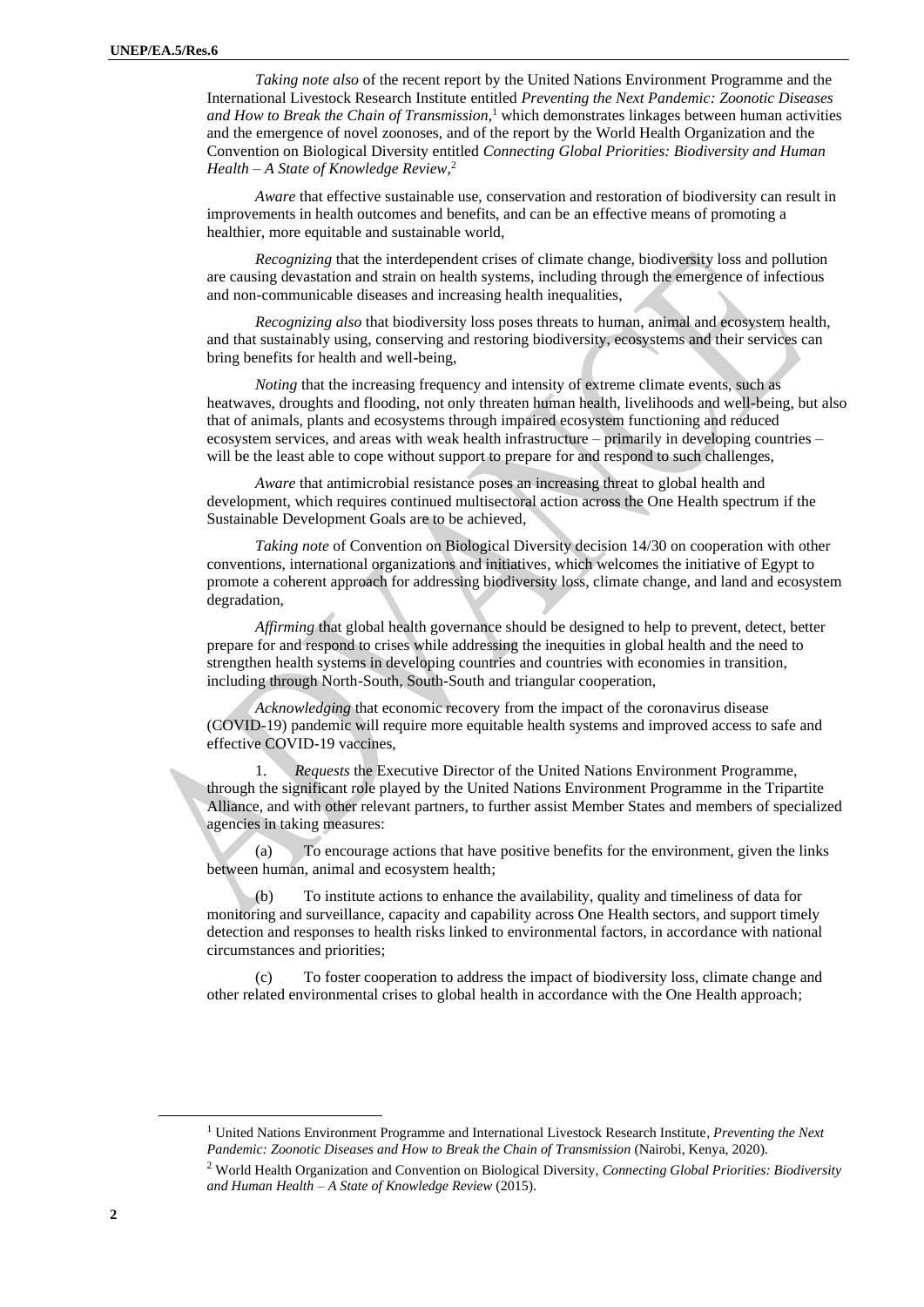*Taking note also* of the recent report by the United Nations Environment Programme and the International Livestock Research Institute entitled *Preventing the Next Pandemic: Zoonotic Diseases and How to Break the Chain of Transmission*,[1] which demonstrates linkages between human activities and the emergence of novel zoonoses, and of the report by the World Health Organization and the Convention on Biological Diversity entitled *Connecting Global Priorities: Biodiversity and Human Health – A State of Knowledge Review*,[2]

*Aware* that effective sustainable use, conservation and restoration of biodiversity can result in improvements in health outcomes and benefits, and can be an effective means of promoting a healthier, more equitable and sustainable world,

*Recognizing* that the interdependent crises of climate change, biodiversity loss and pollution are causing devastation and strain on health systems, including through the emergence of infectious and non-communicable diseases and increasing health inequalities,

*Recognizing also* that biodiversity loss poses threats to human, animal and ecosystem health, and that sustainably using, conserving and restoring biodiversity, ecosystems and their services can bring benefits for health and well-being,

*Noting* that the increasing frequency and intensity of extreme climate events, such as heatwaves, droughts and flooding, not only threaten human health, livelihoods and well-being, but also that of animals, plants and ecosystems through impaired ecosystem functioning and reduced ecosystem services, and areas with weak health infrastructure – primarily in developing countries – will be the least able to cope without support to prepare for and respond to such challenges,

*Aware* that antimicrobial resistance poses an increasing threat to global health and development, which requires continued multisectoral action across the One Health spectrum if the Sustainable Development Goals are to be achieved,

*Taking note* of Convention on Biological Diversity decision 14/30 on cooperation with other conventions, international organizations and initiatives, which welcomes the initiative of Egypt to promote a coherent approach for addressing biodiversity loss, climate change, and land and ecosystem degradation,

*Affirming* that global health governance should be designed to help to prevent, detect, better prepare for and respond to crises while addressing the inequities in global health and the need to strengthen health systems in developing countries and countries with economies in transition, including through North-South, South-South and triangular cooperation,

*Acknowledging* that economic recovery from the impact of the coronavirus disease (COVID-19) pandemic will require more equitable health systems and improved access to safe and effective COVID-19 vaccines,

1. *Requests* the Executive Director of the United Nations Environment Programme, through the significant role played by the United Nations Environment Programme in the Tripartite Alliance, and with other relevant partners, to further assist Member States and members of specialized agencies in taking measures:

(a) To encourage actions that have positive benefits for the environment, given the links between human, animal and ecosystem health;

(b) To institute actions to enhance the availability, quality and timeliness of data for monitoring and surveillance, capacity and capability across One Health sectors, and support timely detection and responses to health risks linked to environmental factors, in accordance with national circumstances and priorities;

(c) To foster cooperation to address the impact of biodiversity loss, climate change and other related environmental crises to global health in accordance with the One Health approach;

---

[1] United Nations Environment Programme and International Livestock Research Institute, *Preventing the Next Pandemic: Zoonotic Diseases and How to Break the Chain of Transmission* (Nairobi, Kenya, 2020).

[2] World Health Organization and Convention on Biological Diversity, *Connecting Global Priorities: Biodiversity and Human Health – A State of Knowledge Review* (2015).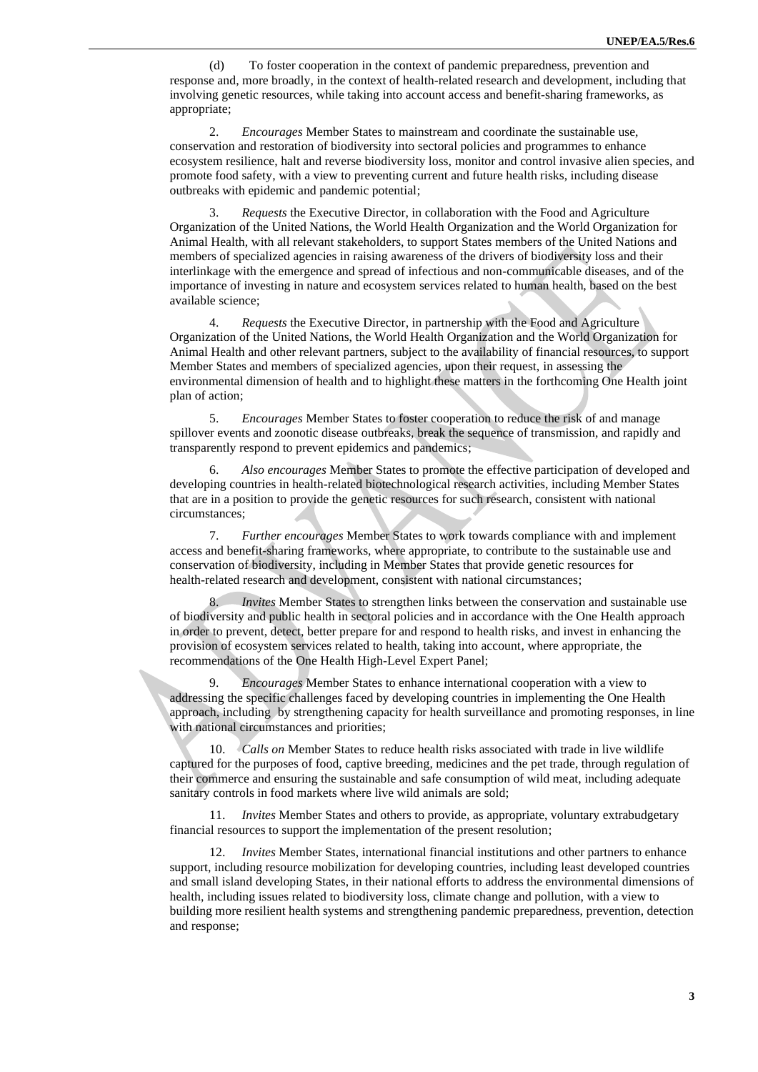(d) To foster cooperation in the context of pandemic preparedness, prevention and response and, more broadly, in the context of health-related research and development, including that involving genetic resources, while taking into account access and benefit-sharing frameworks, as appropriate;

2. *Encourages* Member States to mainstream and coordinate the sustainable use, conservation and restoration of biodiversity into sectoral policies and programmes to enhance ecosystem resilience, halt and reverse biodiversity loss, monitor and control invasive alien species, and promote food safety, with a view to preventing current and future health risks, including disease outbreaks with epidemic and pandemic potential;

3. *Requests* the Executive Director, in collaboration with the Food and Agriculture Organization of the United Nations, the World Health Organization and the World Organization for Animal Health, with all relevant stakeholders, to support States members of the United Nations and members of specialized agencies in raising awareness of the drivers of biodiversity loss and their interlinkage with the emergence and spread of infectious and non-communicable diseases, and of the importance of investing in nature and ecosystem services related to human health, based on the best available science;

4. *Requests* the Executive Director, in partnership with the Food and Agriculture Organization of the United Nations, the World Health Organization and the World Organization for Animal Health and other relevant partners, subject to the availability of financial resources, to support Member States and members of specialized agencies, upon their request, in assessing the environmental dimension of health and to highlight these matters in the forthcoming One Health joint plan of action;

5. *Encourages* Member States to foster cooperation to reduce the risk of and manage spillover events and zoonotic disease outbreaks, break the sequence of transmission, and rapidly and transparently respond to prevent epidemics and pandemics;

6. *Also encourages* Member States to promote the effective participation of developed and developing countries in health-related biotechnological research activities, including Member States that are in a position to provide the genetic resources for such research, consistent with national circumstances;

7. *Further encourages* Member States to work towards compliance with and implement access and benefit-sharing frameworks, where appropriate, to contribute to the sustainable use and conservation of biodiversity, including in Member States that provide genetic resources for health-related research and development, consistent with national circumstances;

8. *Invites* Member States to strengthen links between the conservation and sustainable use of biodiversity and public health in sectoral policies and in accordance with the One Health approach in order to prevent, detect, better prepare for and respond to health risks, and invest in enhancing the provision of ecosystem services related to health, taking into account, where appropriate, the recommendations of the One Health High-Level Expert Panel;

9. *Encourages* Member States to enhance international cooperation with a view to addressing the specific challenges faced by developing countries in implementing the One Health approach, including by strengthening capacity for health surveillance and promoting responses, in line with national circumstances and priorities;

10. *Calls on* Member States to reduce health risks associated with trade in live wildlife captured for the purposes of food, captive breeding, medicines and the pet trade, through regulation of their commerce and ensuring the sustainable and safe consumption of wild meat, including adequate sanitary controls in food markets where live wild animals are sold;

11. *Invites* Member States and others to provide, as appropriate, voluntary extrabudgetary financial resources to support the implementation of the present resolution;

12. *Invites* Member States, international financial institutions and other partners to enhance support, including resource mobilization for developing countries, including least developed countries and small island developing States, in their national efforts to address the environmental dimensions of health, including issues related to biodiversity loss, climate change and pollution, with a view to building more resilient health systems and strengthening pandemic preparedness, prevention, detection and response;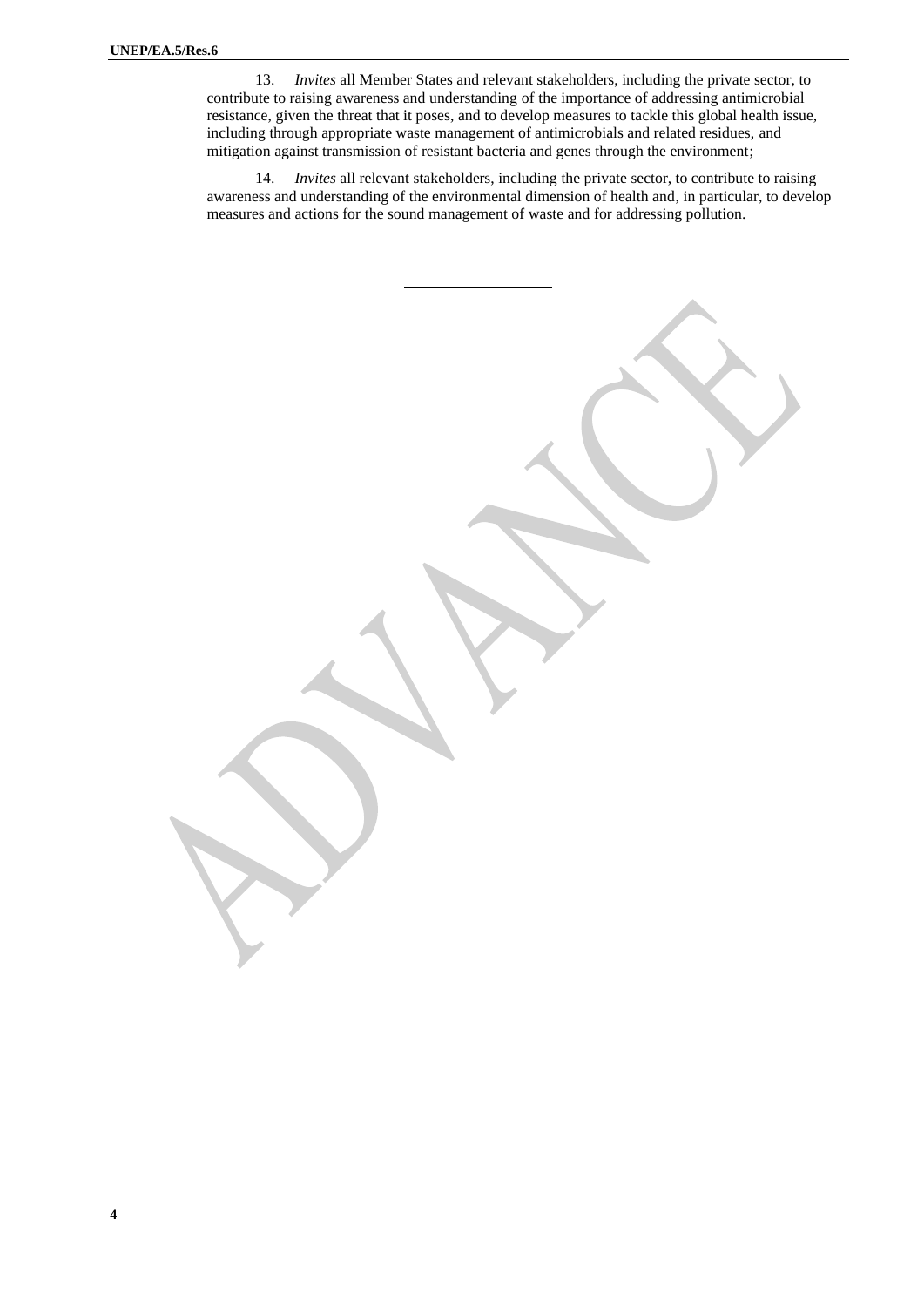13. *Invites* all Member States and relevant stakeholders, including the private sector, to contribute to raising awareness and understanding of the importance of addressing antimicrobial resistance, given the threat that it poses, and to develop measures to tackle this global health issue, including through appropriate waste management of antimicrobials and related residues, and mitigation against transmission of resistant bacteria and genes through the environment;

14. *Invites* all relevant stakeholders, including the private sector, to contribute to raising awareness and understanding of the environmental dimension of health and, in particular, to develop measures and actions for the sound management of waste and for addressing pollution.